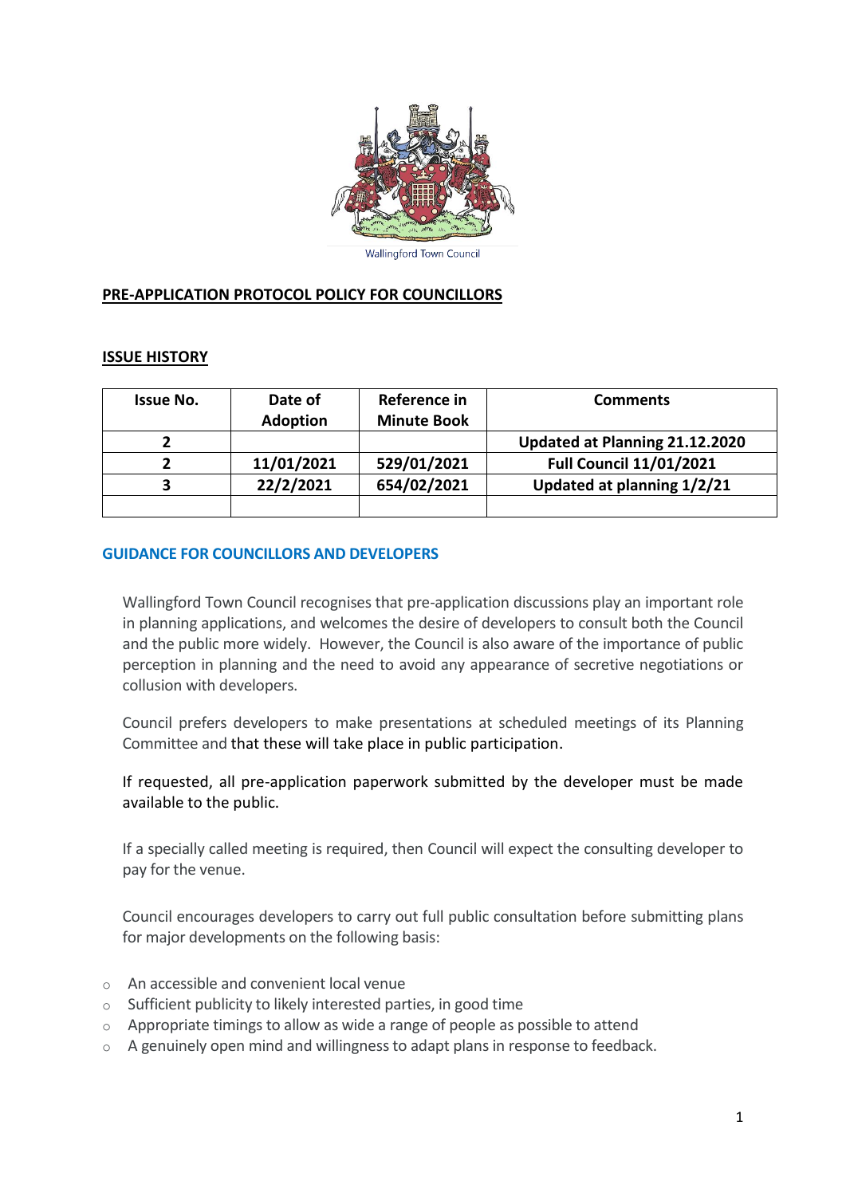Wallingford Town Council

## PRE-APPLICATION PROTOCOL POLICY FOR COUNCILLORS

### ISSUE HISTORY

| Issue No. | Date of Adoption | Reference in Minute Book | Comments |
|---|---|---|---|
| 2 | | | Updated at Planning 21.12.2020 |
| 2 | 11/01/2021 | 529/01/2021 | Full Council 11/01/2021 |
| 3 | 22/2/2021 | 654/02/2021 | Updated at planning 1/2/21 |
| | | | |

### GUIDANCE FOR COUNCILLORS AND DEVELOPERS

Wallingford Town Council recognises that pre-application discussions play an important role in planning applications, and welcomes the desire of developers to consult both the Council and the public more widely. However, the Council is also aware of the importance of public perception in planning and the need to avoid any appearance of secretive negotiations or collusion with developers.

Council prefers developers to make presentations at scheduled meetings of its Planning Committee and that these will take place in public participation.

If requested, all pre-application paperwork submitted by the developer must be made available to the public.

If a specially called meeting is required, then Council will expect the consulting developer to pay for the venue.

Council encourages developers to carry out full public consultation before submitting plans for major developments on the following basis:

- An accessible and convenient local venue
- Sufficient publicity to likely interested parties, in good time
- Appropriate timings to allow as wide a range of people as possible to attend
- A genuinely open mind and willingness to adapt plans in response to feedback.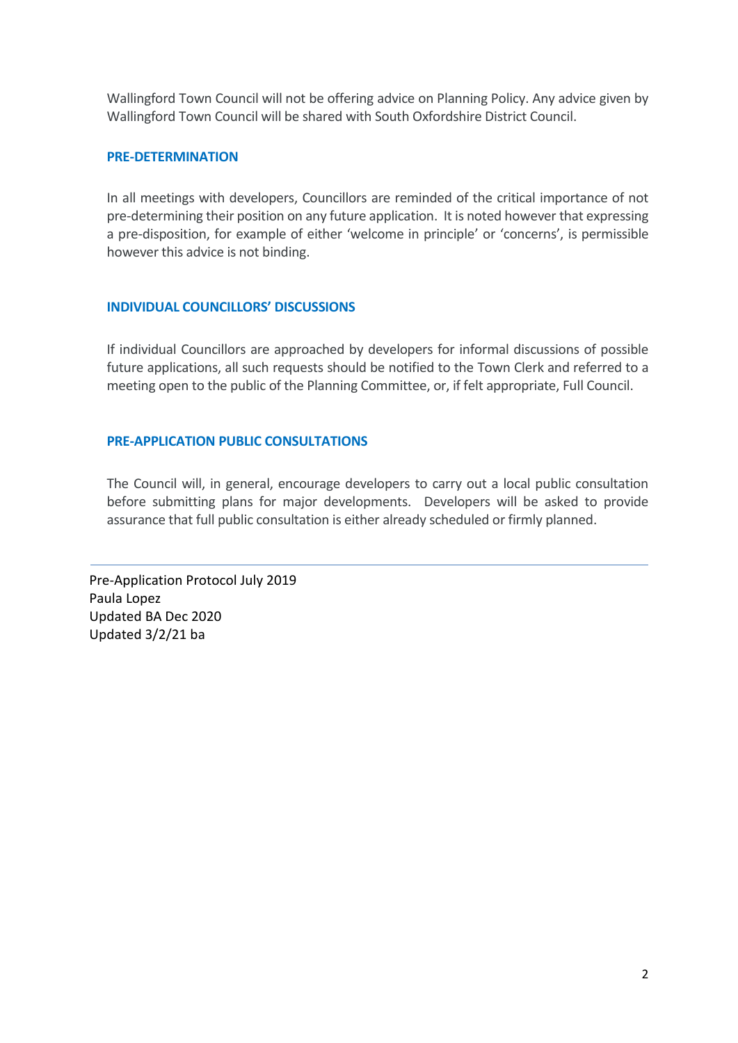Wallingford Town Council will not be offering advice on Planning Policy. Any advice given by Wallingford Town Council will be shared with South Oxfordshire District Council.

## PRE-DETERMINATION

In all meetings with developers, Councillors are reminded of the critical importance of not pre-determining their position on any future application. It is noted however that expressing a pre-disposition, for example of either 'welcome in principle' or 'concerns', is permissible however this advice is not binding.

## INDIVIDUAL COUNCILLORS' DISCUSSIONS

If individual Councillors are approached by developers for informal discussions of possible future applications, all such requests should be notified to the Town Clerk and referred to a meeting open to the public of the Planning Committee, or, if felt appropriate, Full Council.

## PRE-APPLICATION PUBLIC CONSULTATIONS

The Council will, in general, encourage developers to carry out a local public consultation before submitting plans for major developments. Developers will be asked to provide assurance that full public consultation is either already scheduled or firmly planned.

---

Pre-Application Protocol July 2019
Paula Lopez
Updated BA Dec 2020
Updated 3/2/21 ba